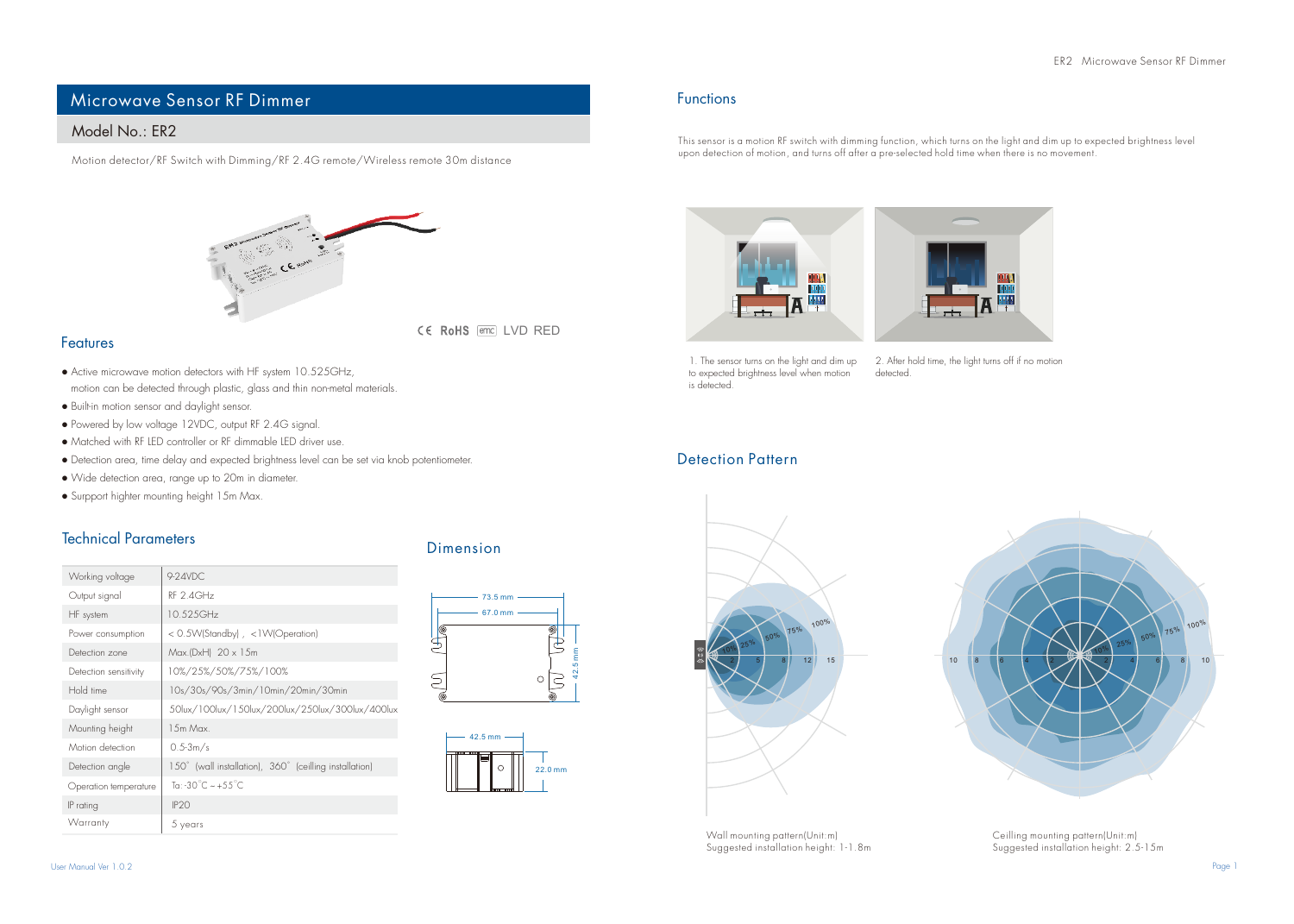# Microwave Sensor RF Dimmer

## Model No.: ER2

Motion detector/RF Switch with Dimming/RF 2.4G remote/Wireless remote 30m distance

CE RoHS emc LVD RED

## Features

- Active microwave motion detectors with HF system 10.525GHz, motion can be detected through plastic, glass and thin non-metal materials.
- Built-in motion sensor and daylight sensor.
- Powered by low voltage 12VDC, output RF 2.4G signal.
- Matched with RF LED controller or RF dimmable LED driver use.
- Detection area, time delay and expected brightness level can be set via knob potentiometer.
- Wide detection area, range up to 20m in diameter.
- Surpport highter mounting height 15m Max.

## Technical Parameters

| | |
|---|---|
| Working voltage | 9-24VDC |
| Output signal | RF 2.4GHz |
| HF system | 10.525GHz |
| Power consumption | < 0.5W(Standby) , <1W(Operation) |
| Detection zone | Max.(DxH) 20 x 15m |
| Detection sensitivity | 10%/25%/50%/75%/100% |
| Hold time | 10s/30s/90s/3min/10min/20min/30min |
| Daylight sensor | 50lux/100lux/150lux/200lux/250lux/300lux/400lux |
| Mounting height | 15m Max. |
| Motion detection | 0.5-3m/s |
| Detection angle | 150° (wall installation), 360° (ceilling installation) |
| Operation temperature | Ta: -30°C ~ +55°C |
| IP rating | IP20 |
| Warranty | 5 years |

## Dimension

73.5 mm
67.0 mm
42.5 mm
42.5 mm
22.0 mm

## Functions

This sensor is a motion RF switch with dimming function, which turns on the light and dim up to expected brightness level upon detection of motion, and turns off after a pre-selected hold time when there is no movement.

1. The sensor turns on the light and dim up to expected brightness level when motion is detected.

2. After hold time, the light turns off if no motion detected.

## Detection Pattern

Wall mounting pattern(Unit:m)
Suggested installation height: 1-1.8m

Ceilling mounting pattern(Unit:m)
Suggested installation height: 2.5-15m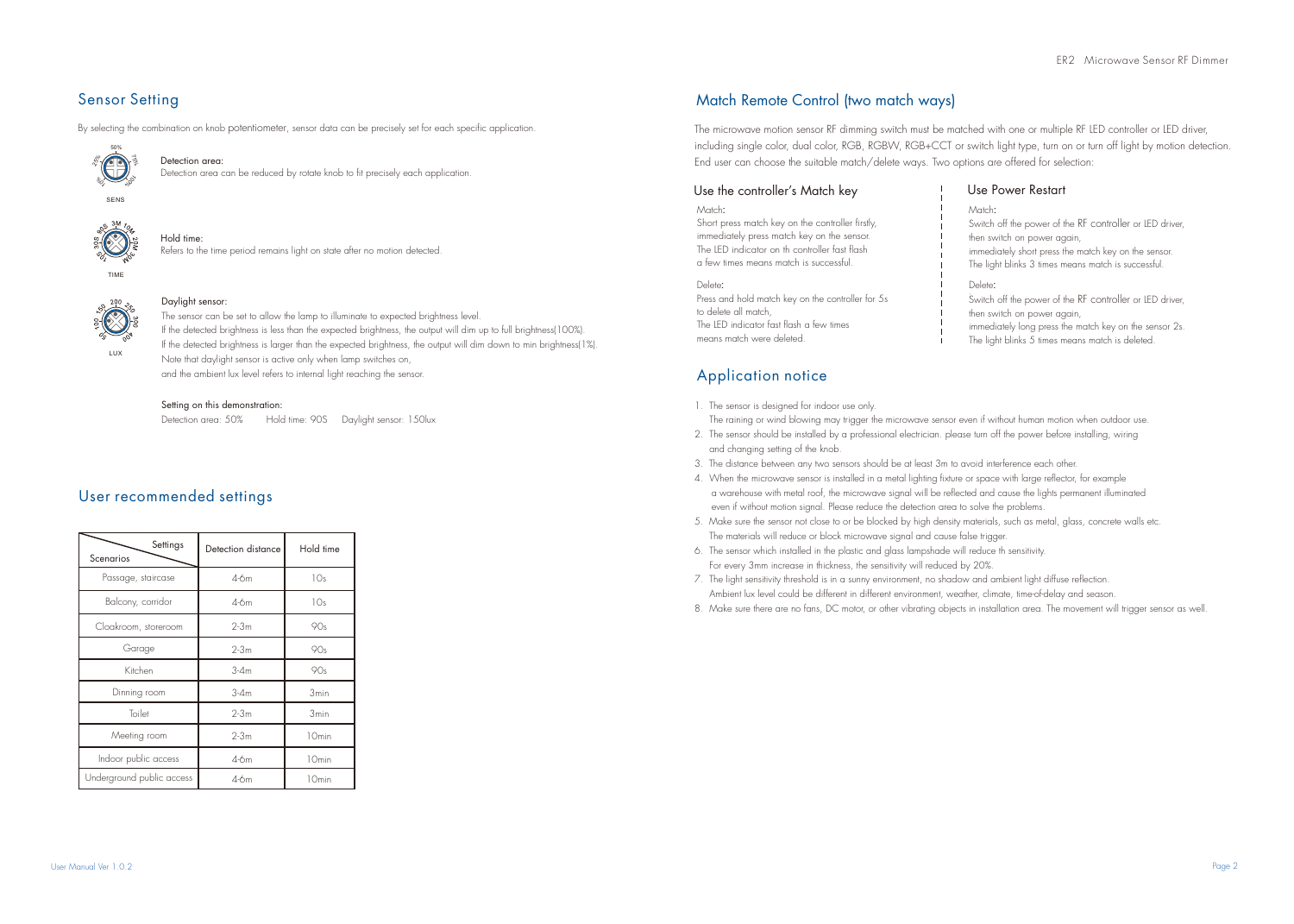## Sensor Setting

By selecting the combination on knob potentiometer, sensor data can be precisely set for each specific application.

SENS

**Detection area:**
Detection area can be reduced by rotate knob to fit precisely each application.

TIME

**Hold time:**
Refers to the time period remains light on state after no motion detected.

LUX

**Daylight sensor:**
The sensor can be set to allow the lamp to illuminate to expected brightness level.
If the detected brightness is less than the expected brightness, the output will dim up to full brightness(100%).
If the detected brightness is larger than the expected brightness, the output will dim down to min brightness(1%).
Note that daylight sensor is active only when lamp switches on,
and the ambient lux level refers to internal light reaching the sensor.

Setting on this demonstration:
Detection area: 50%  Hold time: 90S  Daylight sensor: 150lux

## User recommended settings

| Scenarios \ Settings | Detection distance | Hold time |
|---|---|---|
| Passage, staircase | 4-6m | 10s |
| Balcony, corridor | 4-6m | 10s |
| Cloakroom, storeroom | 2-3m | 90s |
| Garage | 2-3m | 90s |
| Kitchen | 3-4m | 90s |
| Dinning room | 3-4m | 3min |
| Toilet | 2-3m | 3min |
| Meeting room | 2-3m | 10min |
| Indoor public access | 4-6m | 10min |
| Underground public access | 4-6m | 10min |

## Match Remote Control (two match ways)

The microwave motion sensor RF dimming switch must be matched with one or multiple RF LED controller or LED driver, including single color, dual color, RGB, RGBW, RGB+CCT or switch light type, turn on or turn off light by motion detection. End user can choose the suitable match/delete ways. Two options are offered for selection:

### Use the controller's Match key

Match:
Short press match key on the controller firstly,
immediately press match key on the sensor.
The LED indicator on th controller fast flash
a few times means match is successful.

Delete:
Press and hold match key on the controller for 5s
to delete all match,
The LED indicator fast flash a few times
means match were deleted.

### Use Power Restart

Match:
Switch off the power of the RF controller or LED driver,
then switch on power again,
immediately short press the match key on the sensor.
The light blinks 3 times means match is successful.

Delete:
Switch off the power of the RF controller or LED driver,
then switch on power again,
immediately long press the match key on the sensor 2s.
The light blinks 5 times means match is deleted.

## Application notice

1. The sensor is designed for indoor use only.
   The raining or wind blowing may trigger the microwave sensor even if without human motion when outdoor use.
2. The sensor should be installed by a professional electrician. please turn off the power before installing, wiring and changing setting of the knob.
3. The distance between any two sensors should be at least 3m to avoid interference each other.
4. When the microwave sensor is installed in a metal lighting fixture or space with large reflector, for example a warehouse with metal roof, the microwave signal will be reflected and cause the lights permanent illuminated even if without motion signal. Please reduce the detection area to solve the problems.
5. Make sure the sensor not close to or be blocked by high density materials, such as metal, glass, concrete walls etc.
   The materials will reduce or block microwave signal and cause false trigger.
6. The sensor which installed in the plastic and glass lampshade will reduce th sensitivity.
   For every 3mm increase in thickness, the sensitivity will reduced by 20%.
7. The light sensitivity threshold is in a sunny environment, no shadow and ambient light diffuse reflection.
   Ambient lux level could be different in different environment, weather, climate, time-of-delay and season.
8. Make sure there are no fans, DC motor, or other vibrating objects in installation area. The movement will trigger sensor as well.